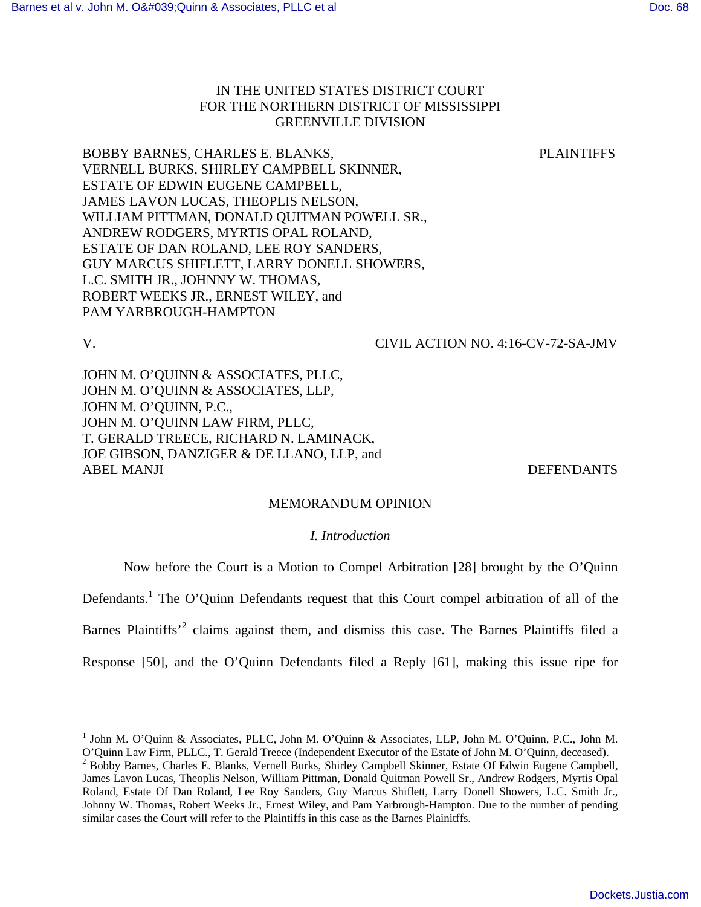IN THE UNITED STATES DISTRICT COURT
FOR THE NORTHERN DISTRICT OF MISSISSIPPI
GREENVILLE DIVISION

BOBBY BARNES, CHARLES E. BLANKS, VERNELL BURKS, SHIRLEY CAMPBELL SKINNER, ESTATE OF EDWIN EUGENE CAMPBELL, JAMES LAVON LUCAS, THEOPLIS NELSON, WILLIAM PITTMAN, DONALD QUITMAN POWELL SR., ANDREW RODGERS, MYRTIS OPAL ROLAND, ESTATE OF DAN ROLAND, LEE ROY SANDERS, GUY MARCUS SHIFLETT, LARRY DONELL SHOWERS, L.C. SMITH JR., JOHNNY W. THOMAS, ROBERT WEEKS JR., ERNEST WILEY, and PAM YARBROUGH-HAMPTON — PLAINTIFFS

V. — CIVIL ACTION NO. 4:16-CV-72-SA-JMV

JOHN M. O'QUINN & ASSOCIATES, PLLC, JOHN M. O'QUINN & ASSOCIATES, LLP, JOHN M. O'QUINN, P.C., JOHN M. O'QUINN LAW FIRM, PLLC, T. GERALD TREECE, RICHARD N. LAMINACK, JOE GIBSON, DANZIGER & DE LLANO, LLP, and ABEL MANJI — DEFENDANTS

MEMORANDUM OPINION

*I. Introduction*

Now before the Court is a Motion to Compel Arbitration [28] brought by the O'Quinn Defendants.[1] The O'Quinn Defendants request that this Court compel arbitration of all of the Barnes Plaintiffs'[2] claims against them, and dismiss this case. The Barnes Plaintiffs filed a Response [50], and the O'Quinn Defendants filed a Reply [61], making this issue ripe for

---

[1] John M. O'Quinn & Associates, PLLC, John M. O'Quinn & Associates, LLP, John M. O'Quinn, P.C., John M. O'Quinn Law Firm, PLLC., T. Gerald Treece (Independent Executor of the Estate of John M. O'Quinn, deceased).

[2] Bobby Barnes, Charles E. Blanks, Vernell Burks, Shirley Campbell Skinner, Estate Of Edwin Eugene Campbell, James Lavon Lucas, Theoplis Nelson, William Pittman, Donald Quitman Powell Sr., Andrew Rodgers, Myrtis Opal Roland, Estate Of Dan Roland, Lee Roy Sanders, Guy Marcus Shiflett, Larry Donell Showers, L.C. Smith Jr., Johnny W. Thomas, Robert Weeks Jr., Ernest Wiley, and Pam Yarbrough-Hampton. Due to the number of pending similar cases the Court will refer to the Plaintiffs in this case as the Barnes Plainitffs.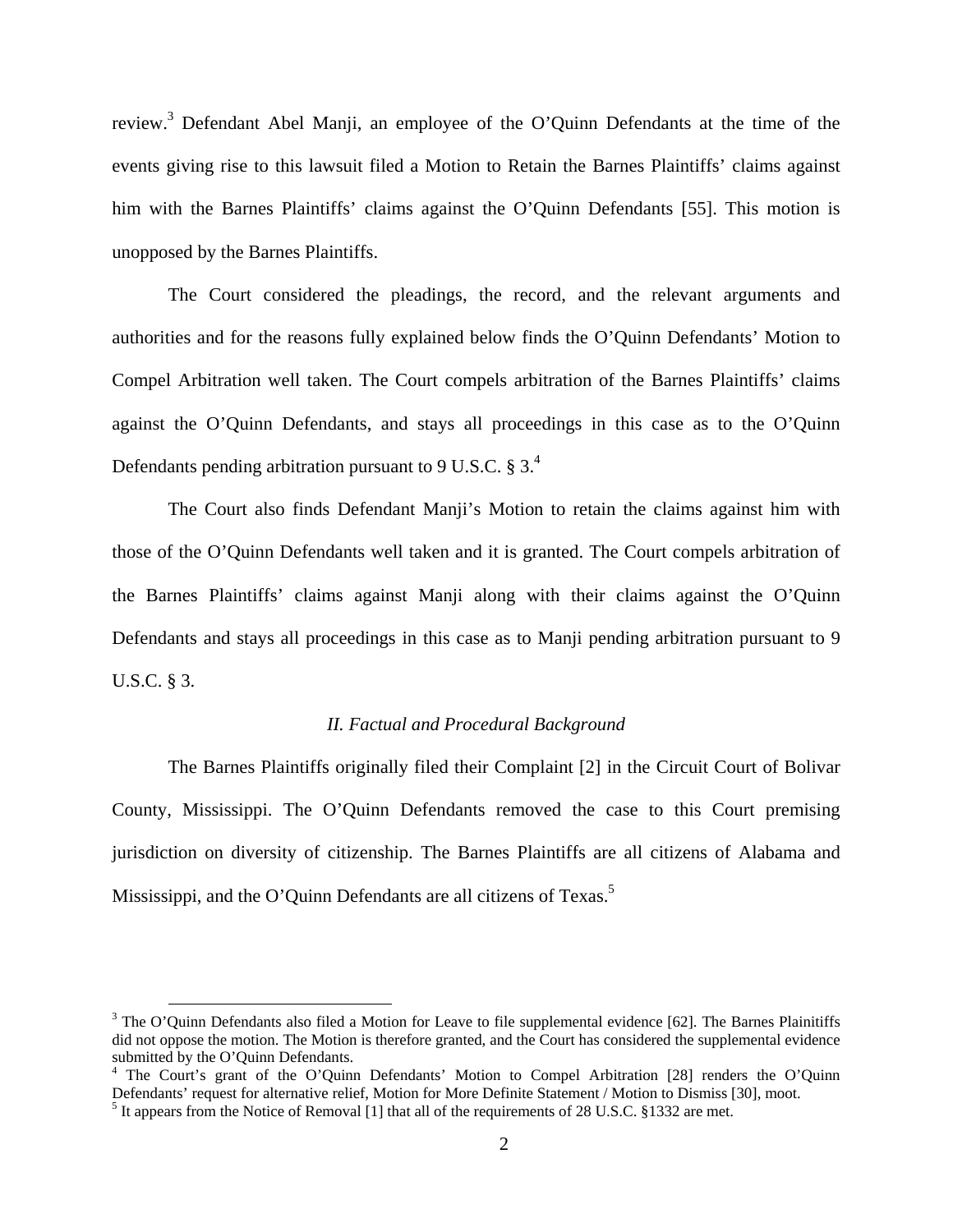review.[3] Defendant Abel Manji, an employee of the O'Quinn Defendants at the time of the events giving rise to this lawsuit filed a Motion to Retain the Barnes Plaintiffs' claims against him with the Barnes Plaintiffs' claims against the O'Quinn Defendants [55]. This motion is unopposed by the Barnes Plaintiffs.

The Court considered the pleadings, the record, and the relevant arguments and authorities and for the reasons fully explained below finds the O'Quinn Defendants' Motion to Compel Arbitration well taken. The Court compels arbitration of the Barnes Plaintiffs' claims against the O'Quinn Defendants, and stays all proceedings in this case as to the O'Quinn Defendants pending arbitration pursuant to 9 U.S.C. § 3.[4]

The Court also finds Defendant Manji's Motion to retain the claims against him with those of the O'Quinn Defendants well taken and it is granted. The Court compels arbitration of the Barnes Plaintiffs' claims against Manji along with their claims against the O'Quinn Defendants and stays all proceedings in this case as to Manji pending arbitration pursuant to 9 U.S.C. § 3.

### *II. Factual and Procedural Background*

The Barnes Plaintiffs originally filed their Complaint [2] in the Circuit Court of Bolivar County, Mississippi. The O'Quinn Defendants removed the case to this Court premising jurisdiction on diversity of citizenship. The Barnes Plaintiffs are all citizens of Alabama and Mississippi, and the O'Quinn Defendants are all citizens of Texas.[5]

---

[3] The O'Quinn Defendants also filed a Motion for Leave to file supplemental evidence [62]. The Barnes Plainitiffs did not oppose the motion. The Motion is therefore granted, and the Court has considered the supplemental evidence submitted by the O'Quinn Defendants.

[4] The Court's grant of the O'Quinn Defendants' Motion to Compel Arbitration [28] renders the O'Quinn Defendants' request for alternative relief, Motion for More Definite Statement / Motion to Dismiss [30], moot.

[5] It appears from the Notice of Removal [1] that all of the requirements of 28 U.S.C. §1332 are met.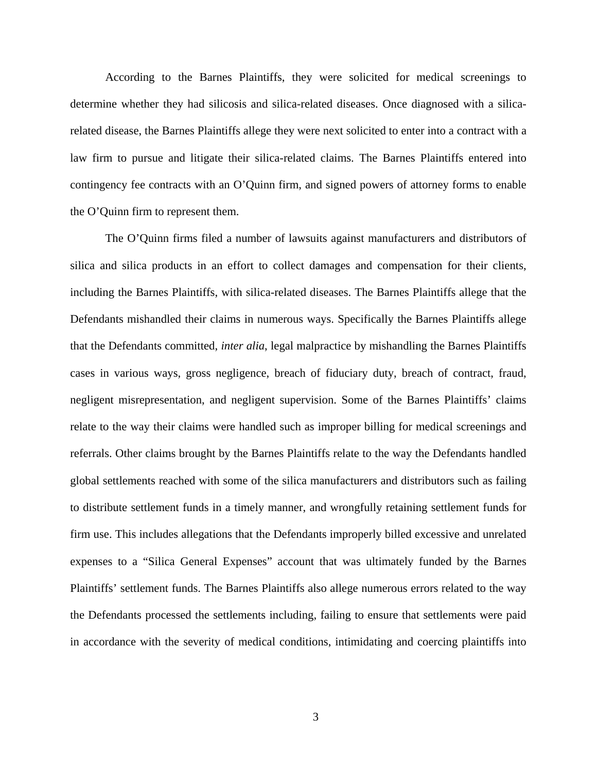According to the Barnes Plaintiffs, they were solicited for medical screenings to determine whether they had silicosis and silica-related diseases. Once diagnosed with a silica-related disease, the Barnes Plaintiffs allege they were next solicited to enter into a contract with a law firm to pursue and litigate their silica-related claims. The Barnes Plaintiffs entered into contingency fee contracts with an O'Quinn firm, and signed powers of attorney forms to enable the O'Quinn firm to represent them.

The O'Quinn firms filed a number of lawsuits against manufacturers and distributors of silica and silica products in an effort to collect damages and compensation for their clients, including the Barnes Plaintiffs, with silica-related diseases. The Barnes Plaintiffs allege that the Defendants mishandled their claims in numerous ways. Specifically the Barnes Plaintiffs allege that the Defendants committed, *inter alia*, legal malpractice by mishandling the Barnes Plaintiffs cases in various ways, gross negligence, breach of fiduciary duty, breach of contract, fraud, negligent misrepresentation, and negligent supervision. Some of the Barnes Plaintiffs' claims relate to the way their claims were handled such as improper billing for medical screenings and referrals. Other claims brought by the Barnes Plaintiffs relate to the way the Defendants handled global settlements reached with some of the silica manufacturers and distributors such as failing to distribute settlement funds in a timely manner, and wrongfully retaining settlement funds for firm use. This includes allegations that the Defendants improperly billed excessive and unrelated expenses to a "Silica General Expenses" account that was ultimately funded by the Barnes Plaintiffs' settlement funds. The Barnes Plaintiffs also allege numerous errors related to the way the Defendants processed the settlements including, failing to ensure that settlements were paid in accordance with the severity of medical conditions, intimidating and coercing plaintiffs into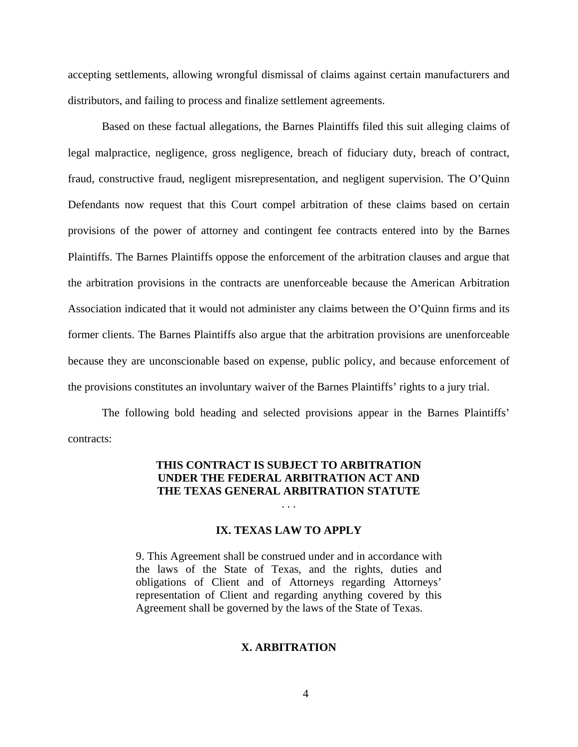accepting settlements, allowing wrongful dismissal of claims against certain manufacturers and distributors, and failing to process and finalize settlement agreements.

Based on these factual allegations, the Barnes Plaintiffs filed this suit alleging claims of legal malpractice, negligence, gross negligence, breach of fiduciary duty, breach of contract, fraud, constructive fraud, negligent misrepresentation, and negligent supervision. The O'Quinn Defendants now request that this Court compel arbitration of these claims based on certain provisions of the power of attorney and contingent fee contracts entered into by the Barnes Plaintiffs. The Barnes Plaintiffs oppose the enforcement of the arbitration clauses and argue that the arbitration provisions in the contracts are unenforceable because the American Arbitration Association indicated that it would not administer any claims between the O'Quinn firms and its former clients. The Barnes Plaintiffs also argue that the arbitration provisions are unenforceable because they are unconscionable based on expense, public policy, and because enforcement of the provisions constitutes an involuntary waiver of the Barnes Plaintiffs' rights to a jury trial.

The following bold heading and selected provisions appear in the Barnes Plaintiffs' contracts:

> **THIS CONTRACT IS SUBJECT TO ARBITRATION UNDER THE FEDERAL ARBITRATION ACT AND THE TEXAS GENERAL ARBITRATION STATUTE**
>
> . . .
>
> **IX. TEXAS LAW TO APPLY**
>
> 9. This Agreement shall be construed under and in accordance with the laws of the State of Texas, and the rights, duties and obligations of Client and of Attorneys regarding Attorneys' representation of Client and regarding anything covered by this Agreement shall be governed by the laws of the State of Texas.
>
> **X. ARBITRATION**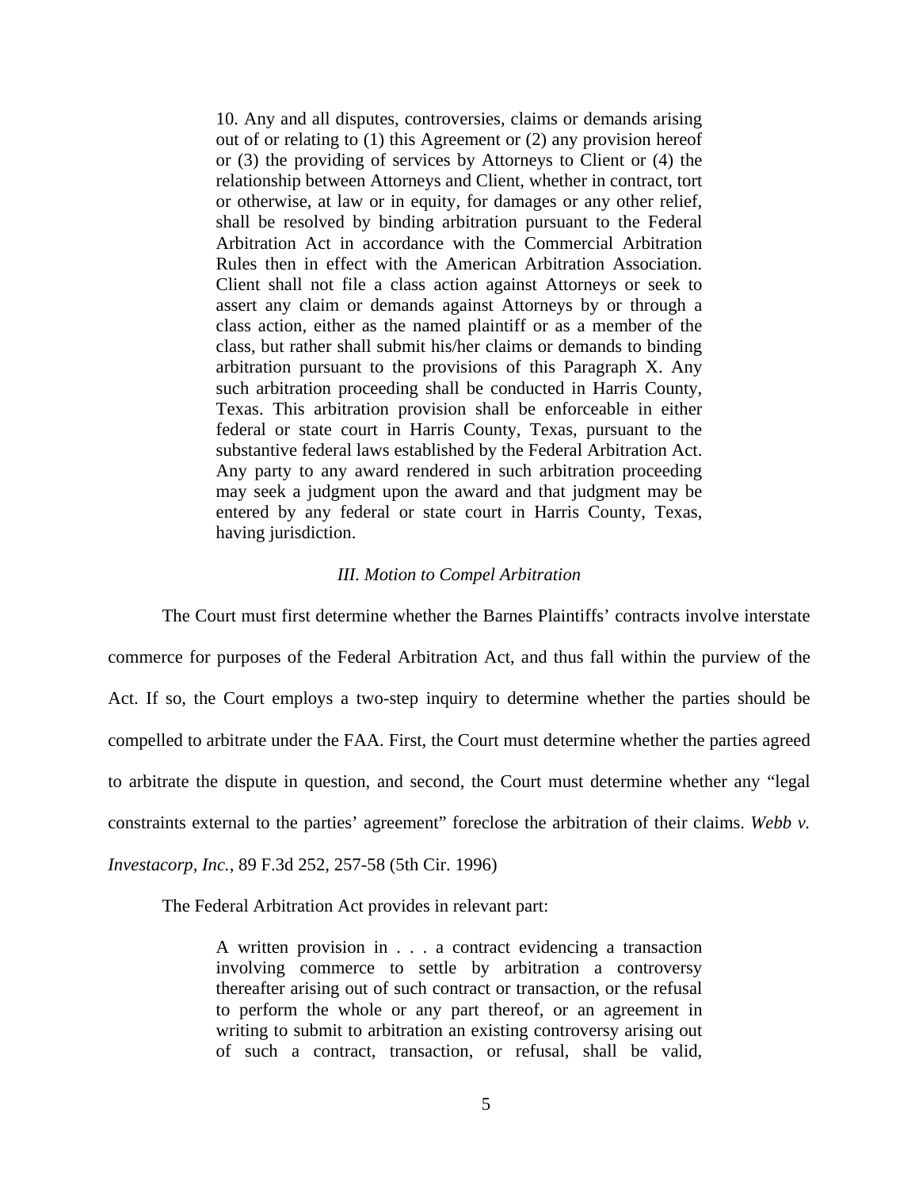> 10. Any and all disputes, controversies, claims or demands arising out of or relating to (1) this Agreement or (2) any provision hereof or (3) the providing of services by Attorneys to Client or (4) the relationship between Attorneys and Client, whether in contract, tort or otherwise, at law or in equity, for damages or any other relief, shall be resolved by binding arbitration pursuant to the Federal Arbitration Act in accordance with the Commercial Arbitration Rules then in effect with the American Arbitration Association. Client shall not file a class action against Attorneys or seek to assert any claim or demands against Attorneys by or through a class action, either as the named plaintiff or as a member of the class, but rather shall submit his/her claims or demands to binding arbitration pursuant to the provisions of this Paragraph X. Any such arbitration proceeding shall be conducted in Harris County, Texas. This arbitration provision shall be enforceable in either federal or state court in Harris County, Texas, pursuant to the substantive federal laws established by the Federal Arbitration Act. Any party to any award rendered in such arbitration proceeding may seek a judgment upon the award and that judgment may be entered by any federal or state court in Harris County, Texas, having jurisdiction.

### *III. Motion to Compel Arbitration*

The Court must first determine whether the Barnes Plaintiffs' contracts involve interstate commerce for purposes of the Federal Arbitration Act, and thus fall within the purview of the Act. If so, the Court employs a two-step inquiry to determine whether the parties should be compelled to arbitrate under the FAA. First, the Court must determine whether the parties agreed to arbitrate the dispute in question, and second, the Court must determine whether any "legal constraints external to the parties' agreement" foreclose the arbitration of their claims. *Webb v. Investacorp, Inc.*, 89 F.3d 252, 257-58 (5th Cir. 1996)

The Federal Arbitration Act provides in relevant part:

> A written provision in . . . a contract evidencing a transaction involving commerce to settle by arbitration a controversy thereafter arising out of such contract or transaction, or the refusal to perform the whole or any part thereof, or an agreement in writing to submit to arbitration an existing controversy arising out of such a contract, transaction, or refusal, shall be valid,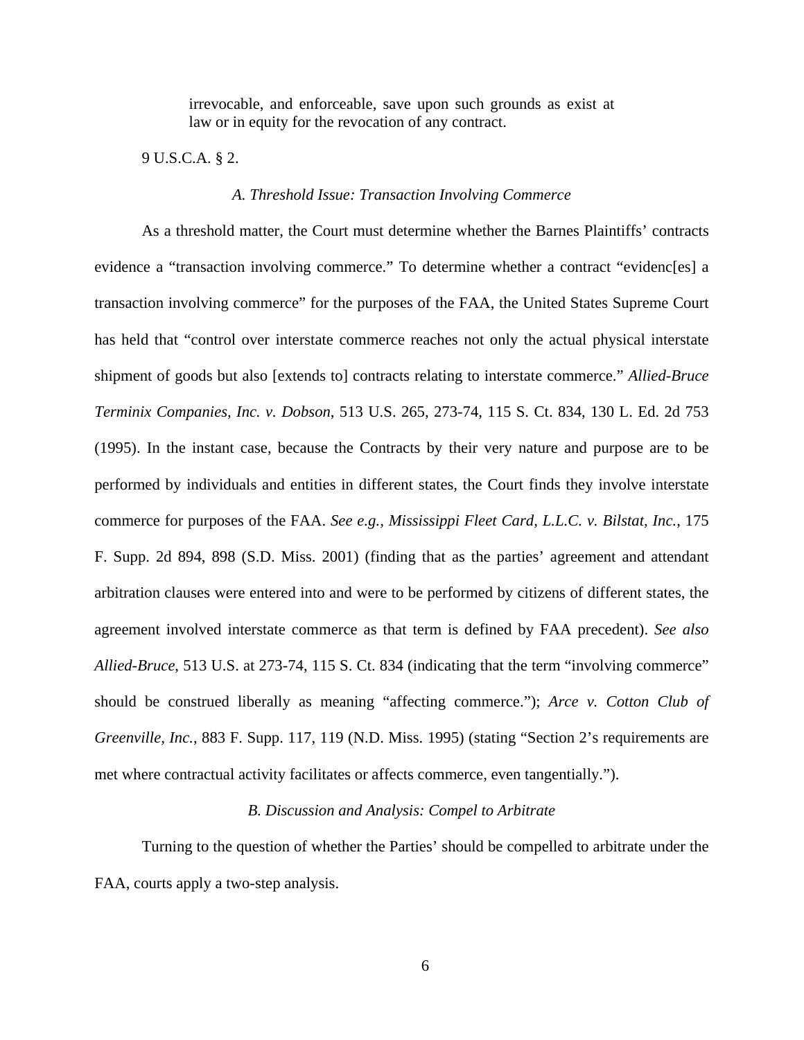> irrevocable, and enforceable, save upon such grounds as exist at law or in equity for the revocation of any contract.

9 U.S.C.A. § 2.

### *A. Threshold Issue: Transaction Involving Commerce*

As a threshold matter, the Court must determine whether the Barnes Plaintiffs' contracts evidence a "transaction involving commerce." To determine whether a contract "evidenc[es] a transaction involving commerce" for the purposes of the FAA, the United States Supreme Court has held that "control over interstate commerce reaches not only the actual physical interstate shipment of goods but also [extends to] contracts relating to interstate commerce." *Allied-Bruce Terminix Companies, Inc. v. Dobson*, 513 U.S. 265, 273-74, 115 S. Ct. 834, 130 L. Ed. 2d 753 (1995). In the instant case, because the Contracts by their very nature and purpose are to be performed by individuals and entities in different states, the Court finds they involve interstate commerce for purposes of the FAA. *See e.g., Mississippi Fleet Card, L.L.C. v. Bilstat, Inc.*, 175 F. Supp. 2d 894, 898 (S.D. Miss. 2001) (finding that as the parties' agreement and attendant arbitration clauses were entered into and were to be performed by citizens of different states, the agreement involved interstate commerce as that term is defined by FAA precedent). *See also Allied-Bruce*, 513 U.S. at 273-74, 115 S. Ct. 834 (indicating that the term "involving commerce" should be construed liberally as meaning "affecting commerce."); *Arce v. Cotton Club of Greenville, Inc.*, 883 F. Supp. 117, 119 (N.D. Miss. 1995) (stating "Section 2's requirements are met where contractual activity facilitates or affects commerce, even tangentially.").

### *B. Discussion and Analysis: Compel to Arbitrate*

Turning to the question of whether the Parties' should be compelled to arbitrate under the FAA, courts apply a two-step analysis.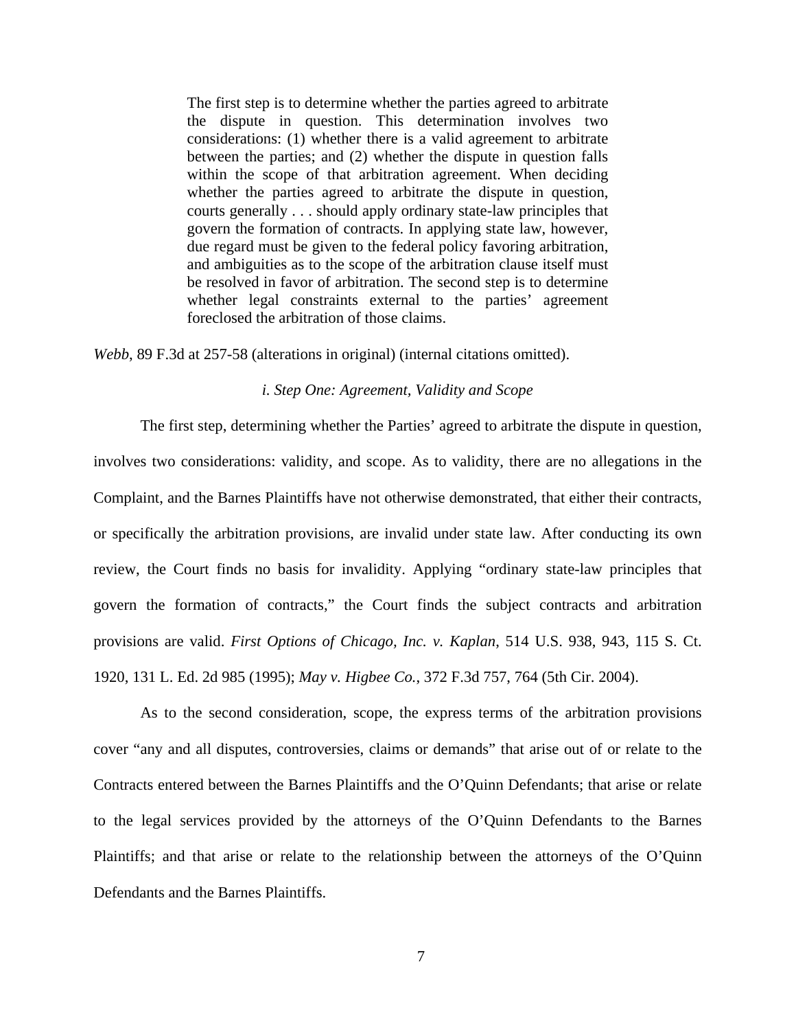> The first step is to determine whether the parties agreed to arbitrate the dispute in question. This determination involves two considerations: (1) whether there is a valid agreement to arbitrate between the parties; and (2) whether the dispute in question falls within the scope of that arbitration agreement. When deciding whether the parties agreed to arbitrate the dispute in question, courts generally . . . should apply ordinary state-law principles that govern the formation of contracts. In applying state law, however, due regard must be given to the federal policy favoring arbitration, and ambiguities as to the scope of the arbitration clause itself must be resolved in favor of arbitration. The second step is to determine whether legal constraints external to the parties' agreement foreclosed the arbitration of those claims.

*Webb*, 89 F.3d at 257-58 (alterations in original) (internal citations omitted).

*i. Step One: Agreement, Validity and Scope*

The first step, determining whether the Parties' agreed to arbitrate the dispute in question, involves two considerations: validity, and scope. As to validity, there are no allegations in the Complaint, and the Barnes Plaintiffs have not otherwise demonstrated, that either their contracts, or specifically the arbitration provisions, are invalid under state law. After conducting its own review, the Court finds no basis for invalidity. Applying "ordinary state-law principles that govern the formation of contracts," the Court finds the subject contracts and arbitration provisions are valid. *First Options of Chicago, Inc. v. Kaplan*, 514 U.S. 938, 943, 115 S. Ct. 1920, 131 L. Ed. 2d 985 (1995); *May v. Higbee Co.*, 372 F.3d 757, 764 (5th Cir. 2004).

As to the second consideration, scope, the express terms of the arbitration provisions cover "any and all disputes, controversies, claims or demands" that arise out of or relate to the Contracts entered between the Barnes Plaintiffs and the O'Quinn Defendants; that arise or relate to the legal services provided by the attorneys of the O'Quinn Defendants to the Barnes Plaintiffs; and that arise or relate to the relationship between the attorneys of the O'Quinn Defendants and the Barnes Plaintiffs.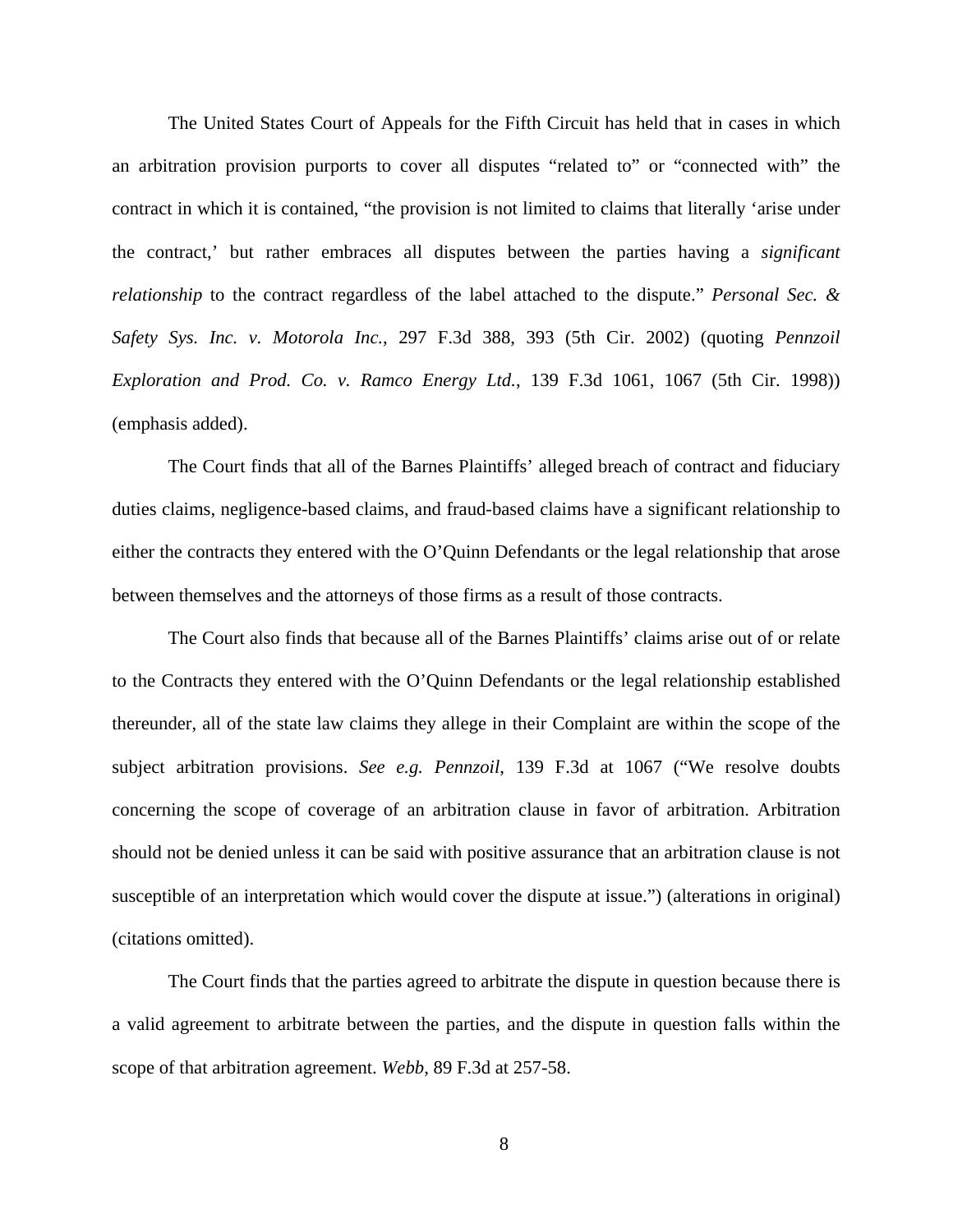The United States Court of Appeals for the Fifth Circuit has held that in cases in which an arbitration provision purports to cover all disputes "related to" or "connected with" the contract in which it is contained, "the provision is not limited to claims that literally 'arise under the contract,' but rather embraces all disputes between the parties having a *significant relationship* to the contract regardless of the label attached to the dispute." *Personal Sec. & Safety Sys. Inc. v. Motorola Inc.*, 297 F.3d 388, 393 (5th Cir. 2002) (quoting *Pennzoil Exploration and Prod. Co. v. Ramco Energy Ltd.*, 139 F.3d 1061, 1067 (5th Cir. 1998)) (emphasis added).

The Court finds that all of the Barnes Plaintiffs' alleged breach of contract and fiduciary duties claims, negligence-based claims, and fraud-based claims have a significant relationship to either the contracts they entered with the O'Quinn Defendants or the legal relationship that arose between themselves and the attorneys of those firms as a result of those contracts.

The Court also finds that because all of the Barnes Plaintiffs' claims arise out of or relate to the Contracts they entered with the O'Quinn Defendants or the legal relationship established thereunder, all of the state law claims they allege in their Complaint are within the scope of the subject arbitration provisions. *See e.g. Pennzoil*, 139 F.3d at 1067 ("We resolve doubts concerning the scope of coverage of an arbitration clause in favor of arbitration. Arbitration should not be denied unless it can be said with positive assurance that an arbitration clause is not susceptible of an interpretation which would cover the dispute at issue.") (alterations in original) (citations omitted).

The Court finds that the parties agreed to arbitrate the dispute in question because there is a valid agreement to arbitrate between the parties, and the dispute in question falls within the scope of that arbitration agreement. *Webb*, 89 F.3d at 257-58.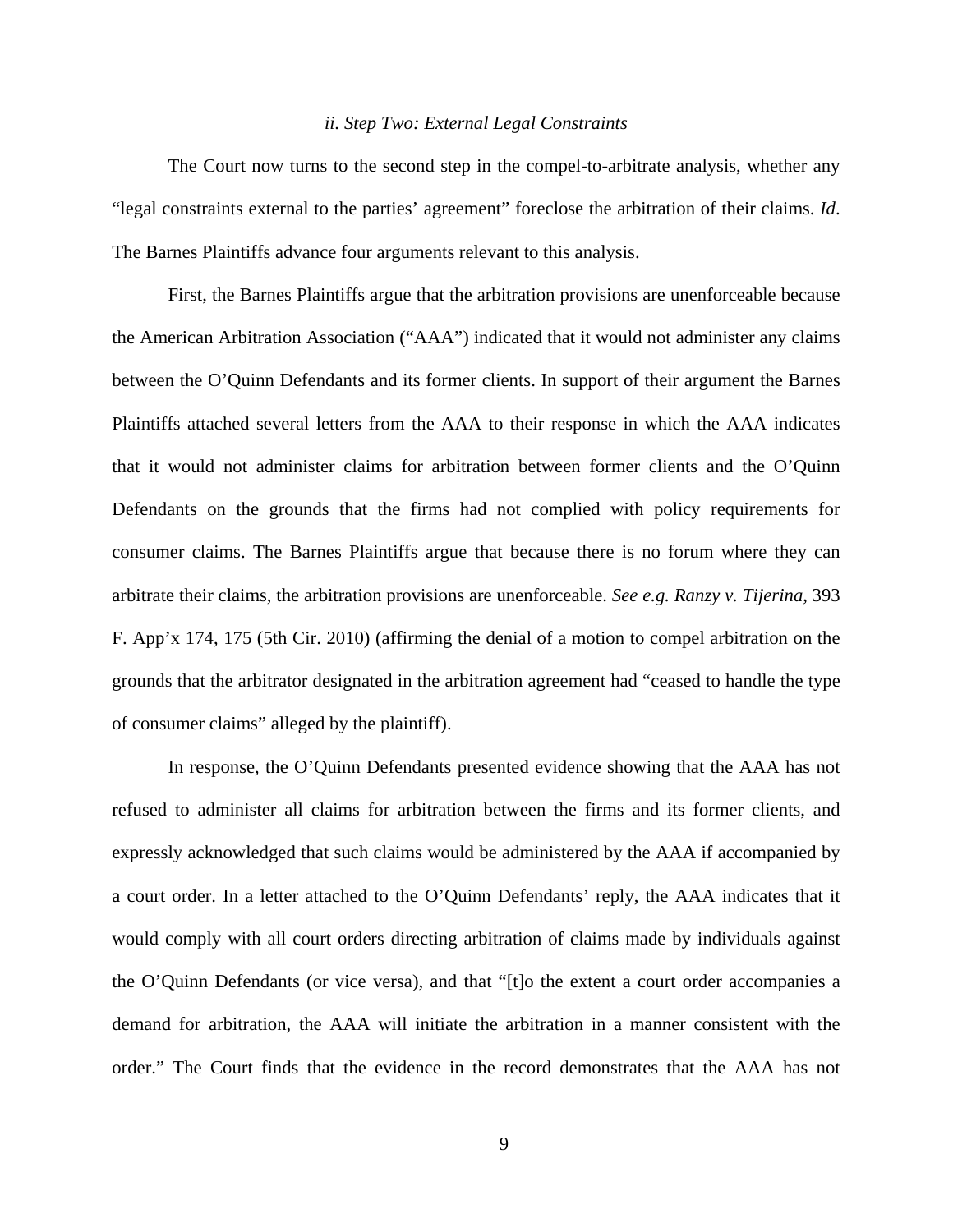*ii. Step Two: External Legal Constraints*

The Court now turns to the second step in the compel-to-arbitrate analysis, whether any "legal constraints external to the parties' agreement" foreclose the arbitration of their claims. *Id*. The Barnes Plaintiffs advance four arguments relevant to this analysis.

First, the Barnes Plaintiffs argue that the arbitration provisions are unenforceable because the American Arbitration Association ("AAA") indicated that it would not administer any claims between the O'Quinn Defendants and its former clients. In support of their argument the Barnes Plaintiffs attached several letters from the AAA to their response in which the AAA indicates that it would not administer claims for arbitration between former clients and the O'Quinn Defendants on the grounds that the firms had not complied with policy requirements for consumer claims. The Barnes Plaintiffs argue that because there is no forum where they can arbitrate their claims, the arbitration provisions are unenforceable. *See e.g. Ranzy v. Tijerina*, 393 F. App'x 174, 175 (5th Cir. 2010) (affirming the denial of a motion to compel arbitration on the grounds that the arbitrator designated in the arbitration agreement had "ceased to handle the type of consumer claims" alleged by the plaintiff).

In response, the O'Quinn Defendants presented evidence showing that the AAA has not refused to administer all claims for arbitration between the firms and its former clients, and expressly acknowledged that such claims would be administered by the AAA if accompanied by a court order. In a letter attached to the O'Quinn Defendants' reply, the AAA indicates that it would comply with all court orders directing arbitration of claims made by individuals against the O'Quinn Defendants (or vice versa), and that "[t]o the extent a court order accompanies a demand for arbitration, the AAA will initiate the arbitration in a manner consistent with the order." The Court finds that the evidence in the record demonstrates that the AAA has not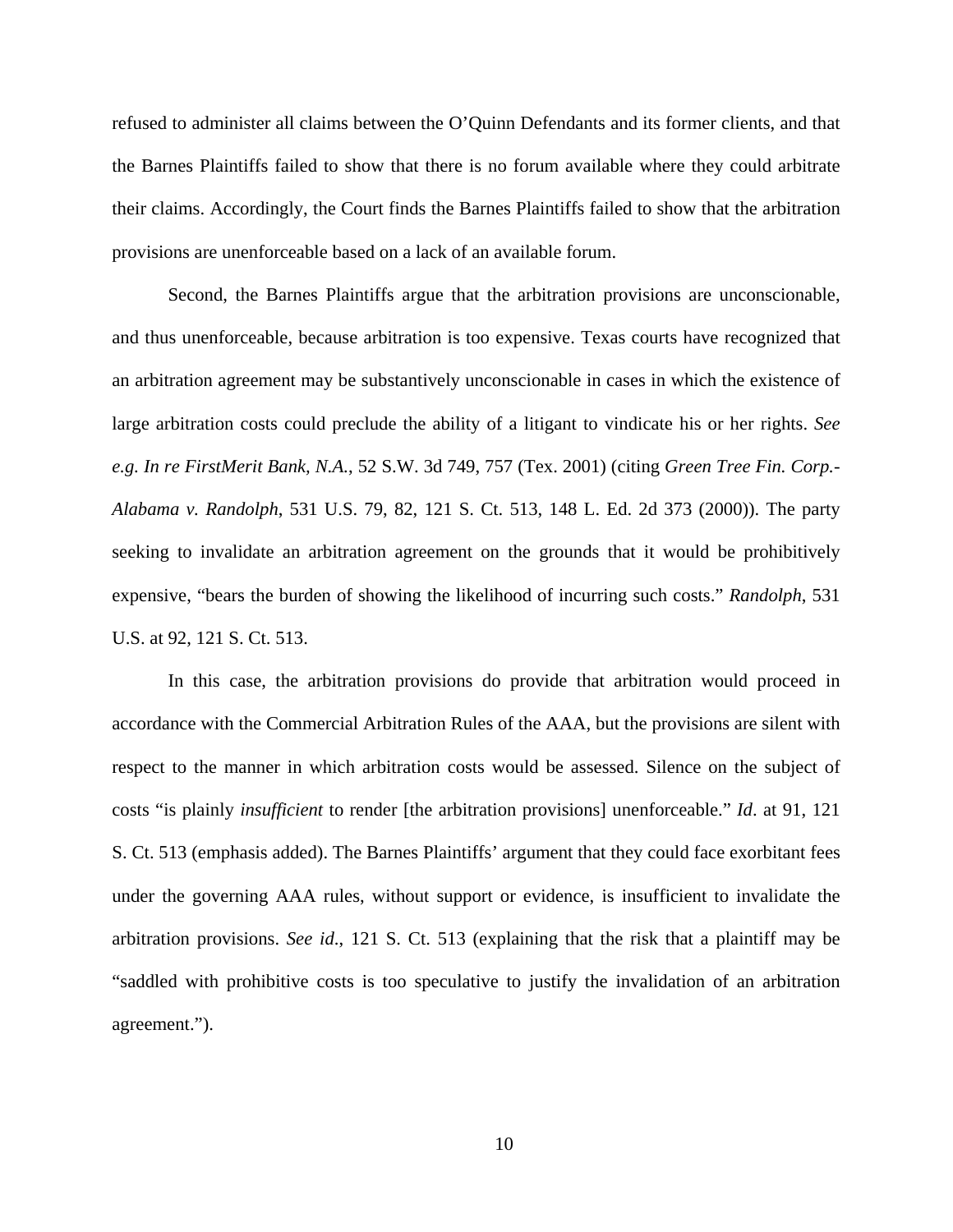refused to administer all claims between the O'Quinn Defendants and its former clients, and that the Barnes Plaintiffs failed to show that there is no forum available where they could arbitrate their claims. Accordingly, the Court finds the Barnes Plaintiffs failed to show that the arbitration provisions are unenforceable based on a lack of an available forum.

Second, the Barnes Plaintiffs argue that the arbitration provisions are unconscionable, and thus unenforceable, because arbitration is too expensive. Texas courts have recognized that an arbitration agreement may be substantively unconscionable in cases in which the existence of large arbitration costs could preclude the ability of a litigant to vindicate his or her rights. *See e.g. In re FirstMerit Bank, N.A.*, 52 S.W. 3d 749, 757 (Tex. 2001) (citing *Green Tree Fin. Corp.-Alabama v. Randolph*, 531 U.S. 79, 82, 121 S. Ct. 513, 148 L. Ed. 2d 373 (2000)). The party seeking to invalidate an arbitration agreement on the grounds that it would be prohibitively expensive, "bears the burden of showing the likelihood of incurring such costs." *Randolph*, 531 U.S. at 92, 121 S. Ct. 513.

In this case, the arbitration provisions do provide that arbitration would proceed in accordance with the Commercial Arbitration Rules of the AAA, but the provisions are silent with respect to the manner in which arbitration costs would be assessed. Silence on the subject of costs "is plainly *insufficient* to render [the arbitration provisions] unenforceable." *Id*. at 91, 121 S. Ct. 513 (emphasis added). The Barnes Plaintiffs' argument that they could face exorbitant fees under the governing AAA rules, without support or evidence, is insufficient to invalidate the arbitration provisions. *See id*., 121 S. Ct. 513 (explaining that the risk that a plaintiff may be "saddled with prohibitive costs is too speculative to justify the invalidation of an arbitration agreement.").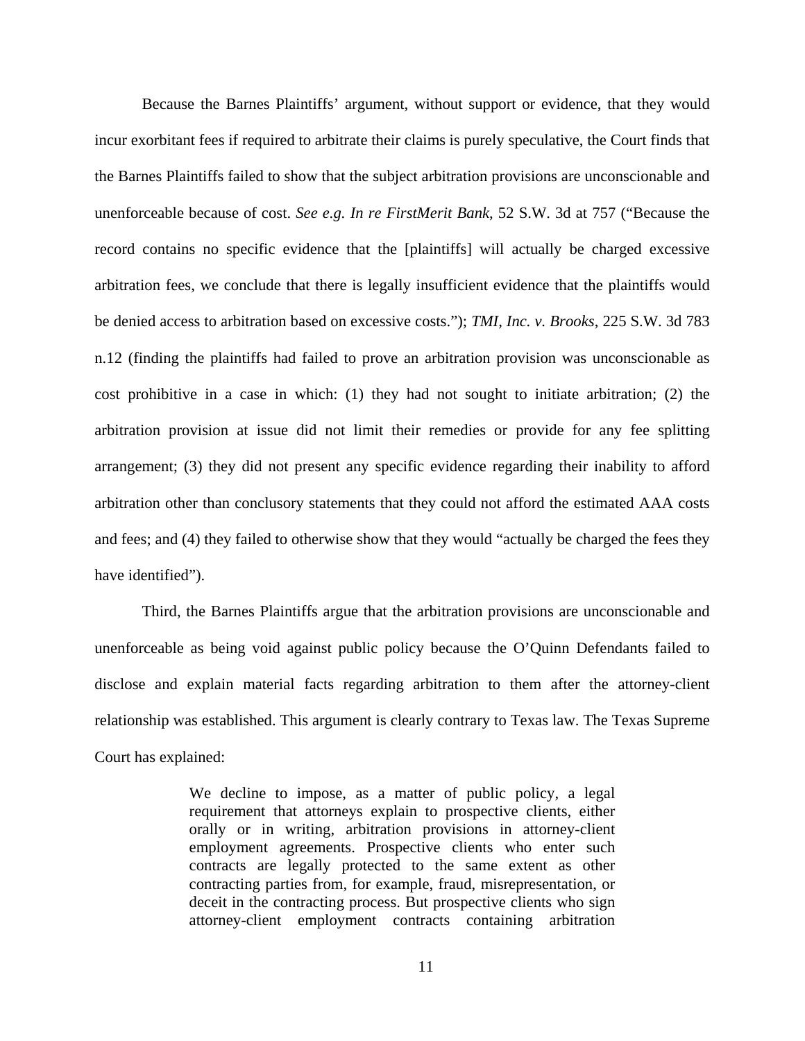Because the Barnes Plaintiffs' argument, without support or evidence, that they would incur exorbitant fees if required to arbitrate their claims is purely speculative, the Court finds that the Barnes Plaintiffs failed to show that the subject arbitration provisions are unconscionable and unenforceable because of cost. *See e.g. In re FirstMerit Bank*, 52 S.W. 3d at 757 ("Because the record contains no specific evidence that the [plaintiffs] will actually be charged excessive arbitration fees, we conclude that there is legally insufficient evidence that the plaintiffs would be denied access to arbitration based on excessive costs."); *TMI, Inc. v. Brooks*, 225 S.W. 3d 783 n.12 (finding the plaintiffs had failed to prove an arbitration provision was unconscionable as cost prohibitive in a case in which: (1) they had not sought to initiate arbitration; (2) the arbitration provision at issue did not limit their remedies or provide for any fee splitting arrangement; (3) they did not present any specific evidence regarding their inability to afford arbitration other than conclusory statements that they could not afford the estimated AAA costs and fees; and (4) they failed to otherwise show that they would "actually be charged the fees they have identified").

Third, the Barnes Plaintiffs argue that the arbitration provisions are unconscionable and unenforceable as being void against public policy because the O'Quinn Defendants failed to disclose and explain material facts regarding arbitration to them after the attorney-client relationship was established. This argument is clearly contrary to Texas law. The Texas Supreme Court has explained:

> We decline to impose, as a matter of public policy, a legal requirement that attorneys explain to prospective clients, either orally or in writing, arbitration provisions in attorney-client employment agreements. Prospective clients who enter such contracts are legally protected to the same extent as other contracting parties from, for example, fraud, misrepresentation, or deceit in the contracting process. But prospective clients who sign attorney-client employment contracts containing arbitration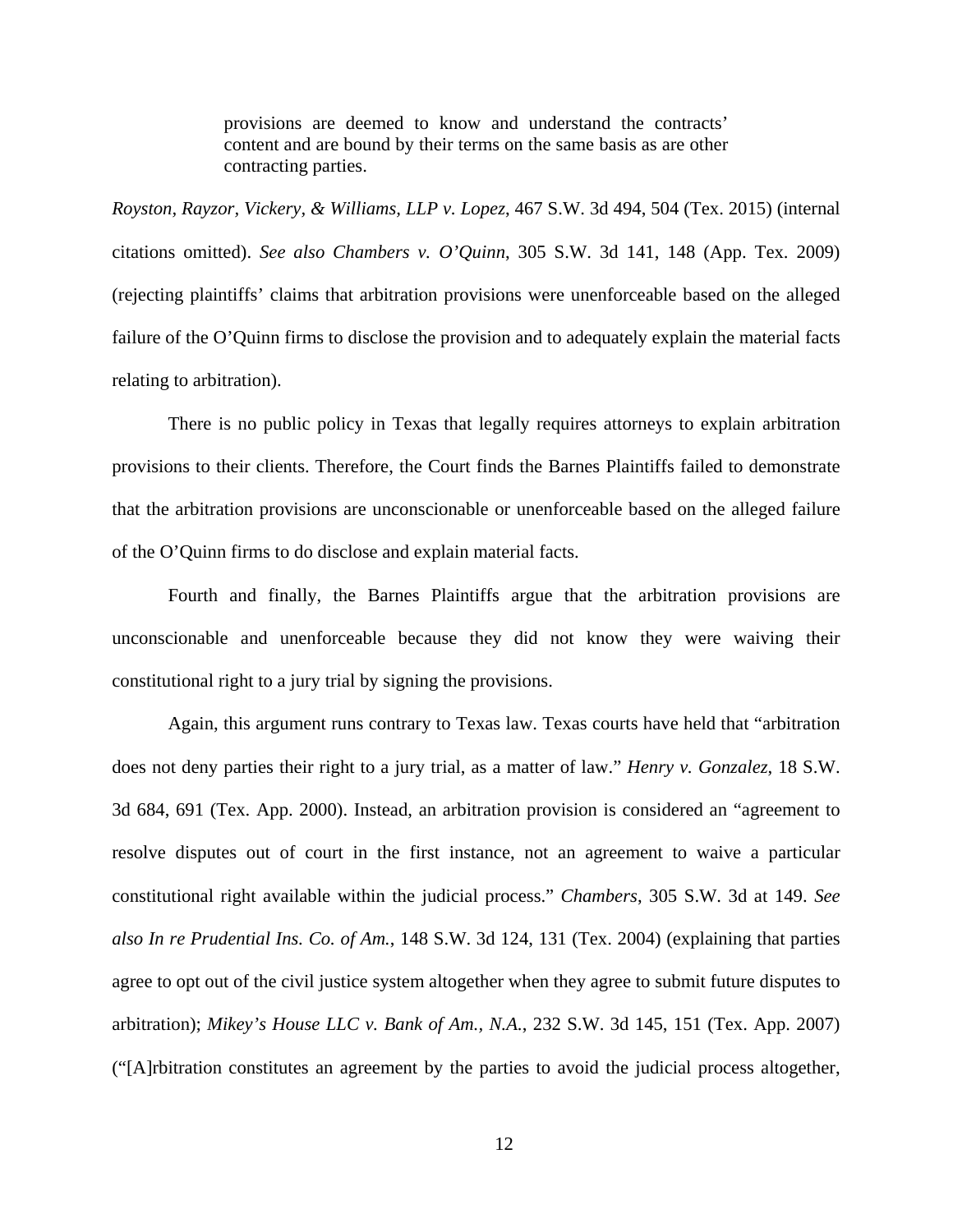> provisions are deemed to know and understand the contracts' content and are bound by their terms on the same basis as are other contracting parties.

*Royston, Rayzor, Vickery, & Williams, LLP v. Lopez*, 467 S.W. 3d 494, 504 (Tex. 2015) (internal citations omitted). *See also Chambers v. O'Quinn*, 305 S.W. 3d 141, 148 (App. Tex. 2009) (rejecting plaintiffs' claims that arbitration provisions were unenforceable based on the alleged failure of the O'Quinn firms to disclose the provision and to adequately explain the material facts relating to arbitration).

There is no public policy in Texas that legally requires attorneys to explain arbitration provisions to their clients. Therefore, the Court finds the Barnes Plaintiffs failed to demonstrate that the arbitration provisions are unconscionable or unenforceable based on the alleged failure of the O'Quinn firms to do disclose and explain material facts.

Fourth and finally, the Barnes Plaintiffs argue that the arbitration provisions are unconscionable and unenforceable because they did not know they were waiving their constitutional right to a jury trial by signing the provisions.

Again, this argument runs contrary to Texas law. Texas courts have held that "arbitration does not deny parties their right to a jury trial, as a matter of law." *Henry v. Gonzalez*, 18 S.W. 3d 684, 691 (Tex. App. 2000). Instead, an arbitration provision is considered an "agreement to resolve disputes out of court in the first instance, not an agreement to waive a particular constitutional right available within the judicial process." *Chambers*, 305 S.W. 3d at 149. *See also In re Prudential Ins. Co. of Am.*, 148 S.W. 3d 124, 131 (Tex. 2004) (explaining that parties agree to opt out of the civil justice system altogether when they agree to submit future disputes to arbitration); *Mikey's House LLC v. Bank of Am., N.A.*, 232 S.W. 3d 145, 151 (Tex. App. 2007) ("[A]rbitration constitutes an agreement by the parties to avoid the judicial process altogether,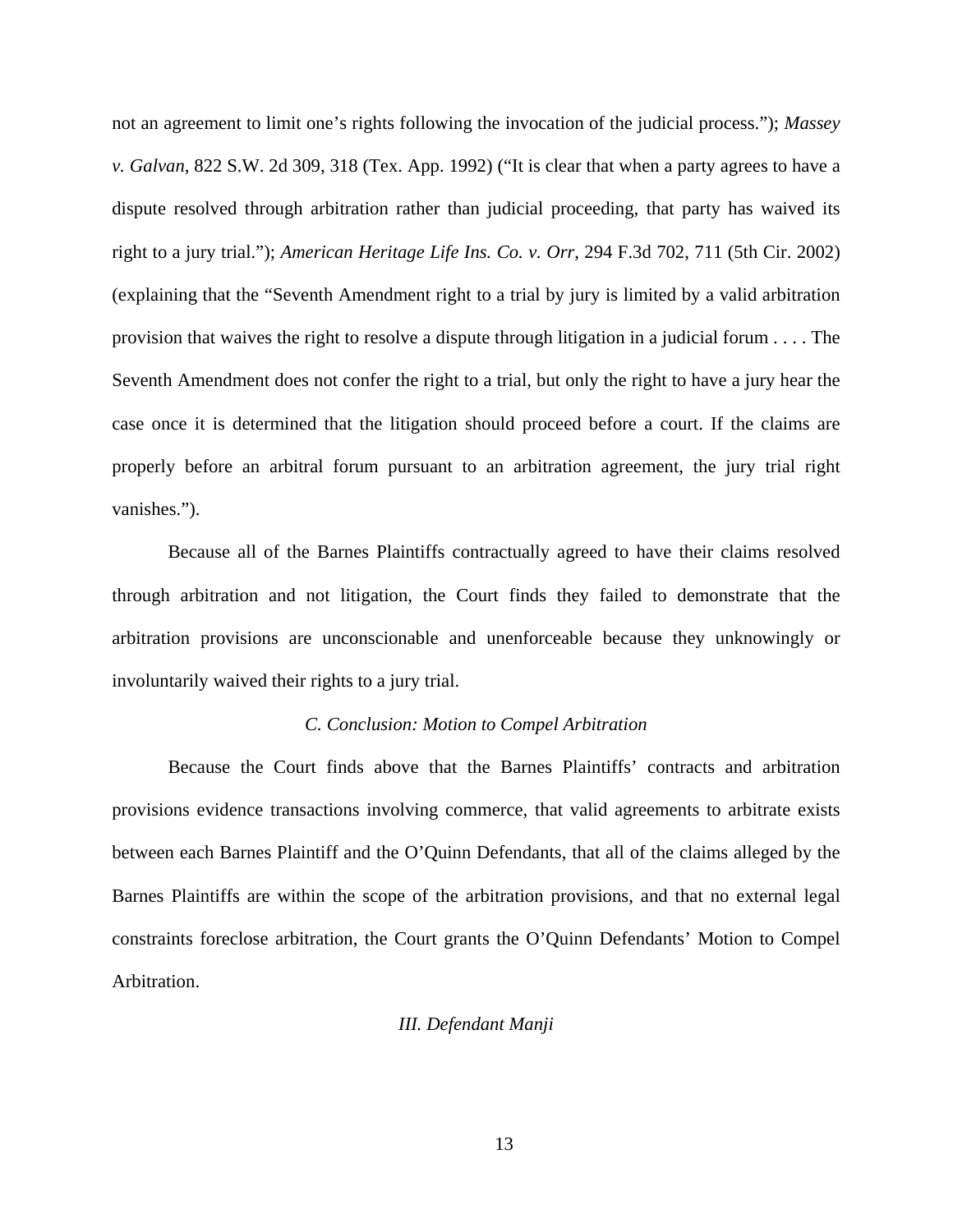not an agreement to limit one's rights following the invocation of the judicial process."); *Massey v. Galvan*, 822 S.W. 2d 309, 318 (Tex. App. 1992) ("It is clear that when a party agrees to have a dispute resolved through arbitration rather than judicial proceeding, that party has waived its right to a jury trial."); *American Heritage Life Ins. Co. v. Orr*, 294 F.3d 702, 711 (5th Cir. 2002) (explaining that the "Seventh Amendment right to a trial by jury is limited by a valid arbitration provision that waives the right to resolve a dispute through litigation in a judicial forum . . . . The Seventh Amendment does not confer the right to a trial, but only the right to have a jury hear the case once it is determined that the litigation should proceed before a court. If the claims are properly before an arbitral forum pursuant to an arbitration agreement, the jury trial right vanishes.").

Because all of the Barnes Plaintiffs contractually agreed to have their claims resolved through arbitration and not litigation, the Court finds they failed to demonstrate that the arbitration provisions are unconscionable and unenforceable because they unknowingly or involuntarily waived their rights to a jury trial.

### *C. Conclusion: Motion to Compel Arbitration*

Because the Court finds above that the Barnes Plaintiffs' contracts and arbitration provisions evidence transactions involving commerce, that valid agreements to arbitrate exists between each Barnes Plaintiff and the O'Quinn Defendants, that all of the claims alleged by the Barnes Plaintiffs are within the scope of the arbitration provisions, and that no external legal constraints foreclose arbitration, the Court grants the O'Quinn Defendants' Motion to Compel Arbitration.

## *III. Defendant Manji*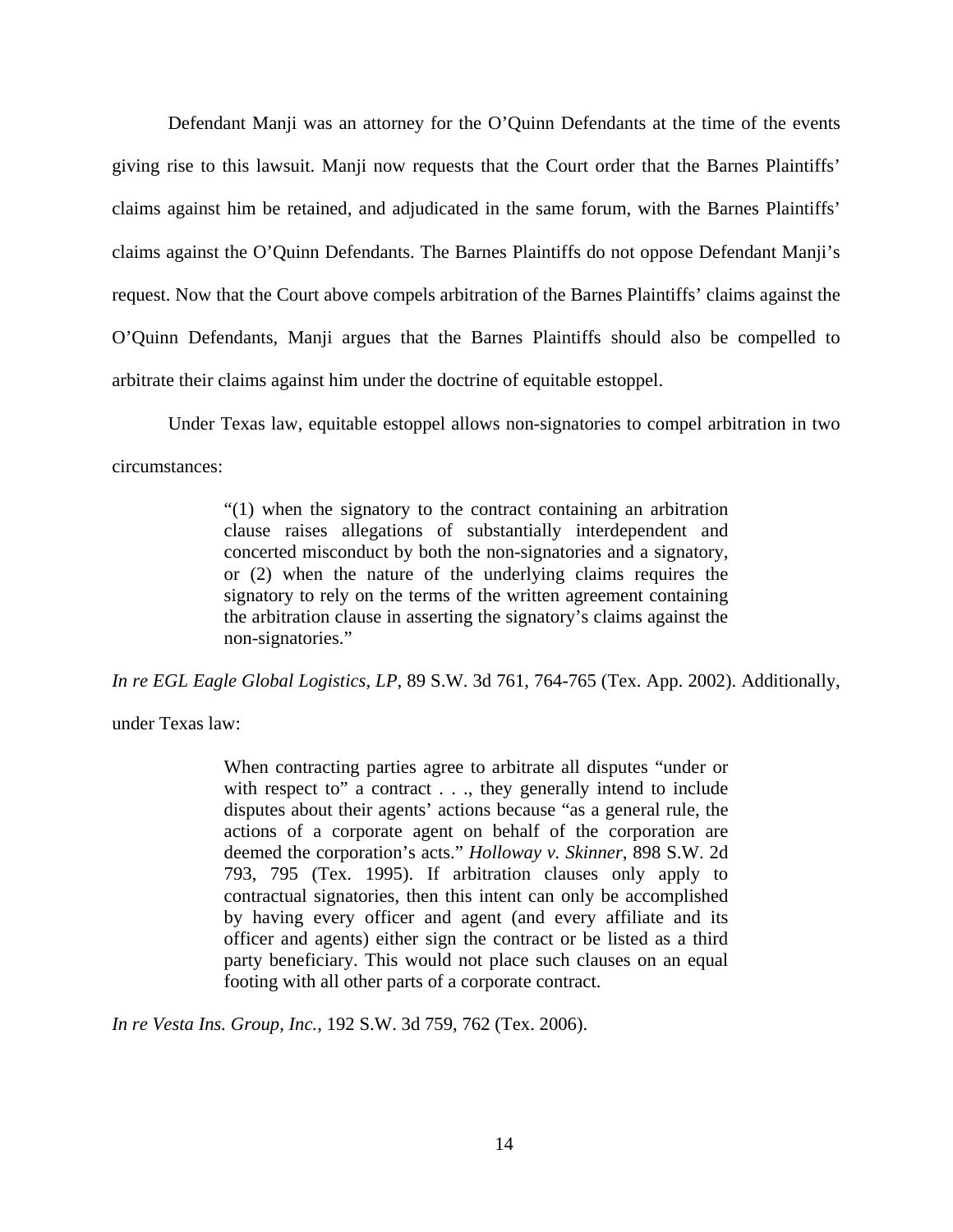Defendant Manji was an attorney for the O'Quinn Defendants at the time of the events giving rise to this lawsuit. Manji now requests that the Court order that the Barnes Plaintiffs' claims against him be retained, and adjudicated in the same forum, with the Barnes Plaintiffs' claims against the O'Quinn Defendants. The Barnes Plaintiffs do not oppose Defendant Manji's request. Now that the Court above compels arbitration of the Barnes Plaintiffs' claims against the O'Quinn Defendants, Manji argues that the Barnes Plaintiffs should also be compelled to arbitrate their claims against him under the doctrine of equitable estoppel.

Under Texas law, equitable estoppel allows non-signatories to compel arbitration in two circumstances:

> "(1) when the signatory to the contract containing an arbitration clause raises allegations of substantially interdependent and concerted misconduct by both the non-signatories and a signatory, or (2) when the nature of the underlying claims requires the signatory to rely on the terms of the written agreement containing the arbitration clause in asserting the signatory's claims against the non-signatories."

*In re EGL Eagle Global Logistics, LP*, 89 S.W. 3d 761, 764-765 (Tex. App. 2002). Additionally, under Texas law:

> When contracting parties agree to arbitrate all disputes "under or with respect to" a contract . . ., they generally intend to include disputes about their agents' actions because "as a general rule, the actions of a corporate agent on behalf of the corporation are deemed the corporation's acts." *Holloway v. Skinner*, 898 S.W. 2d 793, 795 (Tex. 1995). If arbitration clauses only apply to contractual signatories, then this intent can only be accomplished by having every officer and agent (and every affiliate and its officer and agents) either sign the contract or be listed as a third party beneficiary. This would not place such clauses on an equal footing with all other parts of a corporate contract.

*In re Vesta Ins. Group, Inc.*, 192 S.W. 3d 759, 762 (Tex. 2006).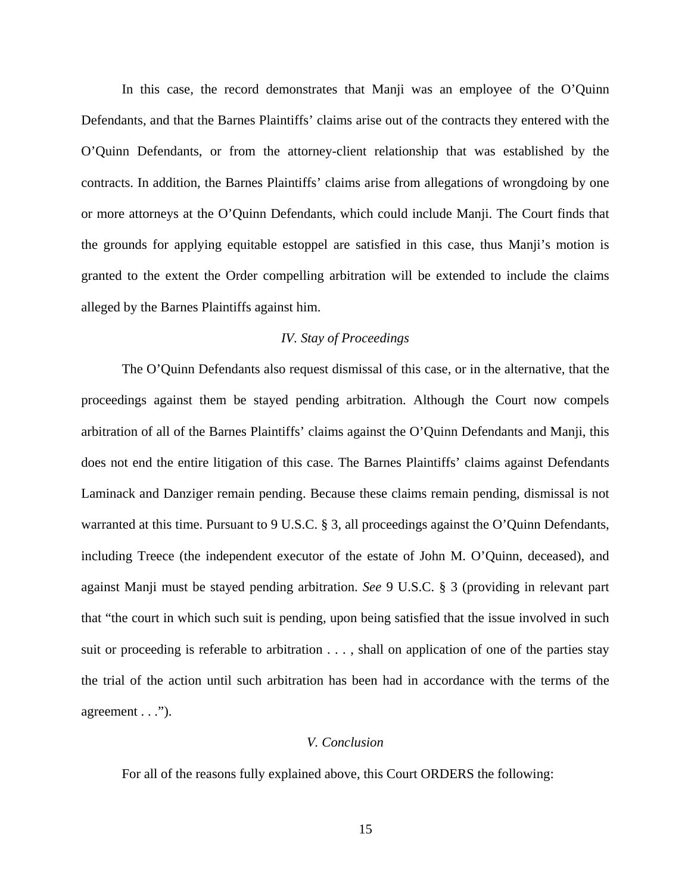In this case, the record demonstrates that Manji was an employee of the O'Quinn Defendants, and that the Barnes Plaintiffs' claims arise out of the contracts they entered with the O'Quinn Defendants, or from the attorney-client relationship that was established by the contracts. In addition, the Barnes Plaintiffs' claims arise from allegations of wrongdoing by one or more attorneys at the O'Quinn Defendants, which could include Manji. The Court finds that the grounds for applying equitable estoppel are satisfied in this case, thus Manji's motion is granted to the extent the Order compelling arbitration will be extended to include the claims alleged by the Barnes Plaintiffs against him.

### *IV. Stay of Proceedings*

The O'Quinn Defendants also request dismissal of this case, or in the alternative, that the proceedings against them be stayed pending arbitration. Although the Court now compels arbitration of all of the Barnes Plaintiffs' claims against the O'Quinn Defendants and Manji, this does not end the entire litigation of this case. The Barnes Plaintiffs' claims against Defendants Laminack and Danziger remain pending. Because these claims remain pending, dismissal is not warranted at this time. Pursuant to 9 U.S.C. § 3, all proceedings against the O'Quinn Defendants, including Treece (the independent executor of the estate of John M. O'Quinn, deceased), and against Manji must be stayed pending arbitration. *See* 9 U.S.C. § 3 (providing in relevant part that "the court in which such suit is pending, upon being satisfied that the issue involved in such suit or proceeding is referable to arbitration . . . , shall on application of one of the parties stay the trial of the action until such arbitration has been had in accordance with the terms of the agreement . . .").

### *V. Conclusion*

For all of the reasons fully explained above, this Court ORDERS the following: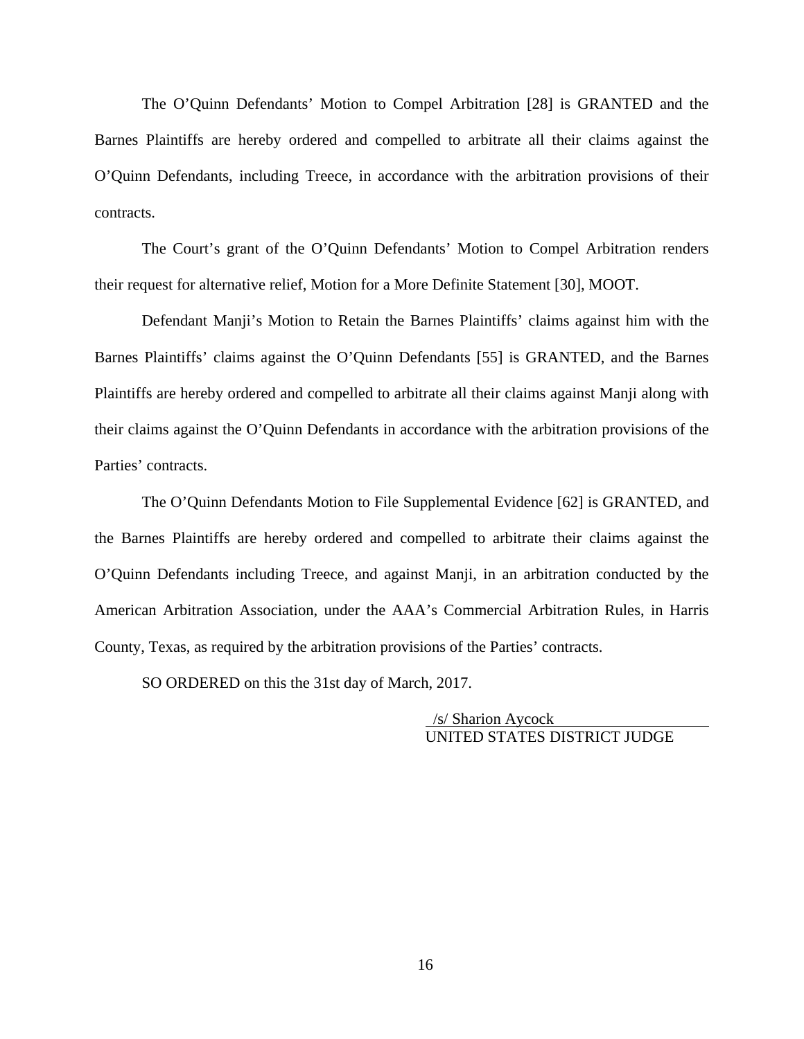The O'Quinn Defendants' Motion to Compel Arbitration [28] is GRANTED and the Barnes Plaintiffs are hereby ordered and compelled to arbitrate all their claims against the O'Quinn Defendants, including Treece, in accordance with the arbitration provisions of their contracts.

The Court's grant of the O'Quinn Defendants' Motion to Compel Arbitration renders their request for alternative relief, Motion for a More Definite Statement [30], MOOT.

Defendant Manji's Motion to Retain the Barnes Plaintiffs' claims against him with the Barnes Plaintiffs' claims against the O'Quinn Defendants [55] is GRANTED, and the Barnes Plaintiffs are hereby ordered and compelled to arbitrate all their claims against Manji along with their claims against the O'Quinn Defendants in accordance with the arbitration provisions of the Parties' contracts.

The O'Quinn Defendants Motion to File Supplemental Evidence [62] is GRANTED, and the Barnes Plaintiffs are hereby ordered and compelled to arbitrate their claims against the O'Quinn Defendants including Treece, and against Manji, in an arbitration conducted by the American Arbitration Association, under the AAA's Commercial Arbitration Rules, in Harris County, Texas, as required by the arbitration provisions of the Parties' contracts.

SO ORDERED on this the 31st day of March, 2017.

/s/ Sharion Aycock
UNITED STATES DISTRICT JUDGE